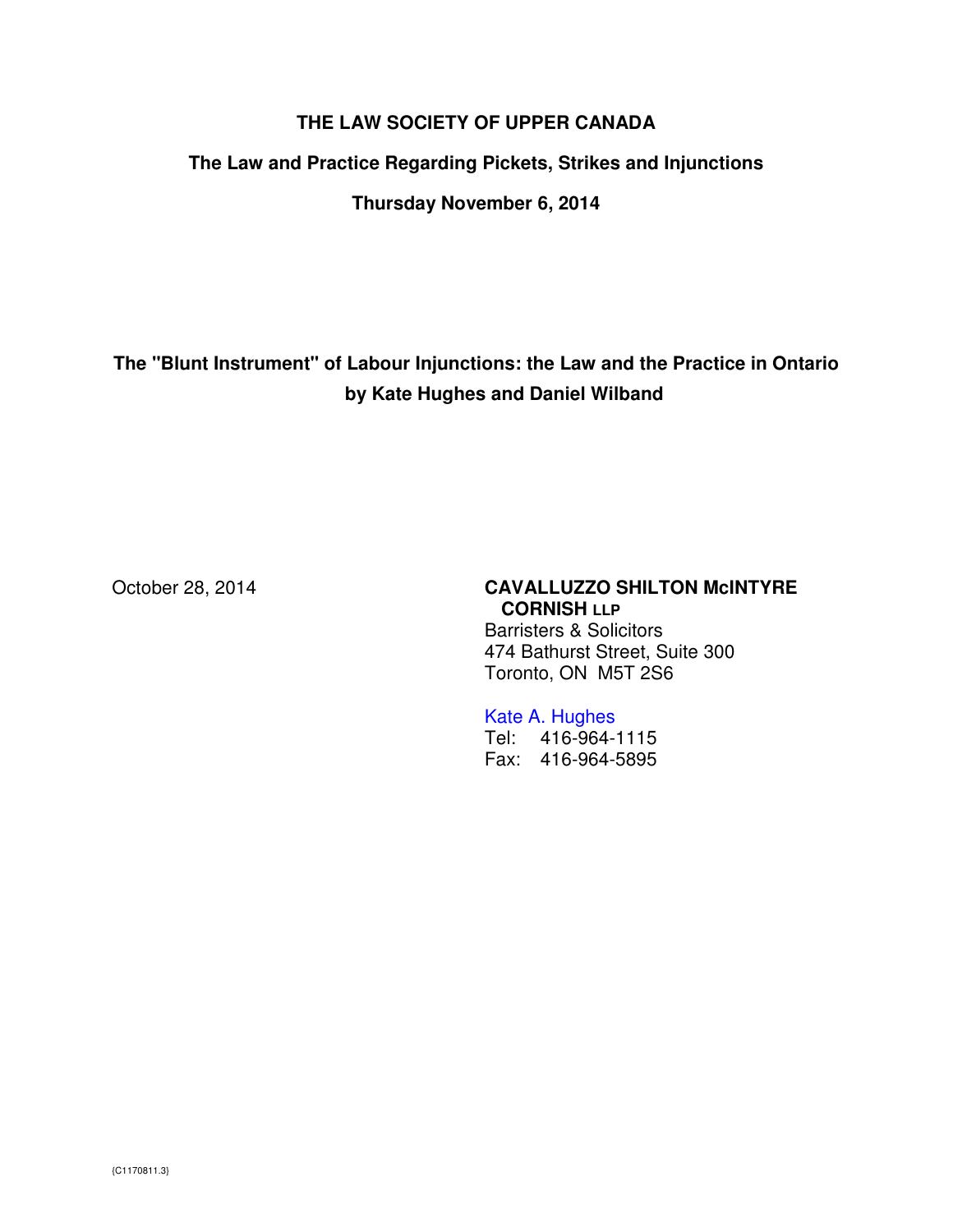**THE LAW SOCIETY OF UPPER CANADA**

**The Law and Practice Regarding Pickets, Strikes and Injunctions**

**Thursday November 6, 2014**

# The "Blunt Instrument" of Labour Injunctions: the Law and the Practice in Ontario

**by Kate Hughes and Daniel Wilband**

October 28, 2014

**CAVALLUZZO SHILTON McINTYRE CORNISH LLP**
Barristers & Solicitors
474 Bathurst Street, Suite 300
Toronto, ON M5T 2S6

Kate A. Hughes
Tel: 416-964-1115
Fax: 416-964-5895

{C1170811.3}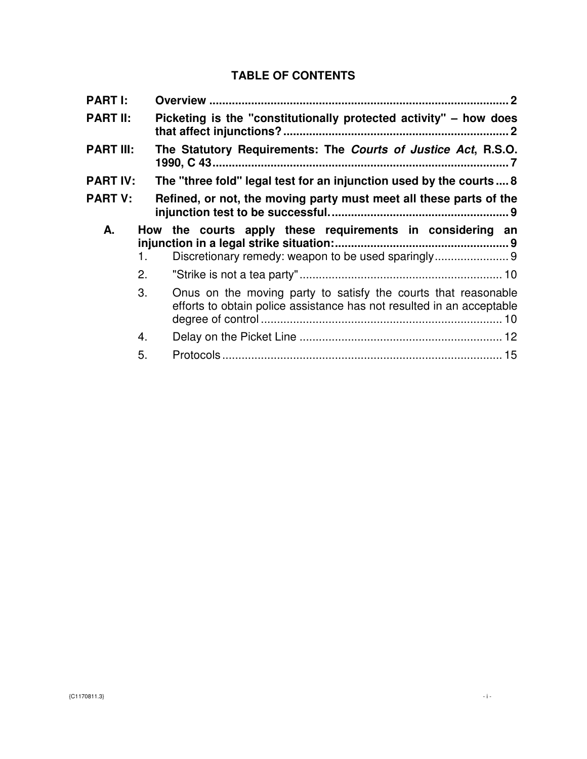# TABLE OF CONTENTS

**PART I:** **Overview** ............................................................................................ **2**

**PART II:** **Picketing is the "constitutionally protected activity" – how does that affect injunctions?** ..................................................................... **2**

**PART III:** **The Statutory Requirements: The *Courts of Justice Act*, R.S.O. 1990, C 43** ............................................................................................ **7**

**PART IV:** **The "three fold" legal test for an injunction used by the courts** .... **8**

**PART V:** **Refined, or not, the moving party must meet all these parts of the injunction test to be successful.** ...................................................... **9**

**A.** **How the courts apply these requirements in considering an injunction in a legal strike situation:** ..................................................... **9**

1. Discretionary remedy: weapon to be used sparingly....................... 9
2. "Strike is not a tea party" .............................................................. 10
3. Onus on the moving party to satisfy the courts that reasonable efforts to obtain police assistance has not resulted in an acceptable degree of control .......................................................................... 10
4. Delay on the Picket Line .............................................................. 12
5. Protocols ...................................................................................... 15

{C1170811.3}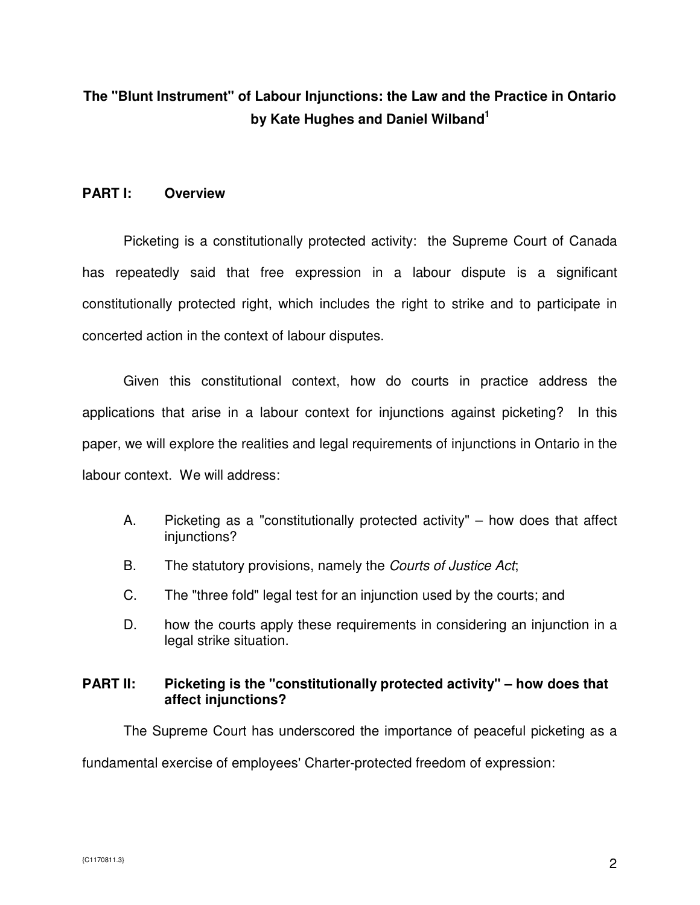**The "Blunt Instrument" of Labour Injunctions: the Law and the Practice in Ontario by Kate Hughes and Daniel Wilband[1]**

## PART I: Overview

Picketing is a constitutionally protected activity: the Supreme Court of Canada has repeatedly said that free expression in a labour dispute is a significant constitutionally protected right, which includes the right to strike and to participate in concerted action in the context of labour disputes.

Given this constitutional context, how do courts in practice address the applications that arise in a labour context for injunctions against picketing? In this paper, we will explore the realities and legal requirements of injunctions in Ontario in the labour context. We will address:

A. Picketing as a "constitutionally protected activity" – how does that affect injunctions?

B. The statutory provisions, namely the *Courts of Justice Act*;

C. The "three fold" legal test for an injunction used by the courts; and

D. how the courts apply these requirements in considering an injunction in a legal strike situation.

## PART II: Picketing is the "constitutionally protected activity" – how does that affect injunctions?

The Supreme Court has underscored the importance of peaceful picketing as a fundamental exercise of employees' Charter-protected freedom of expression: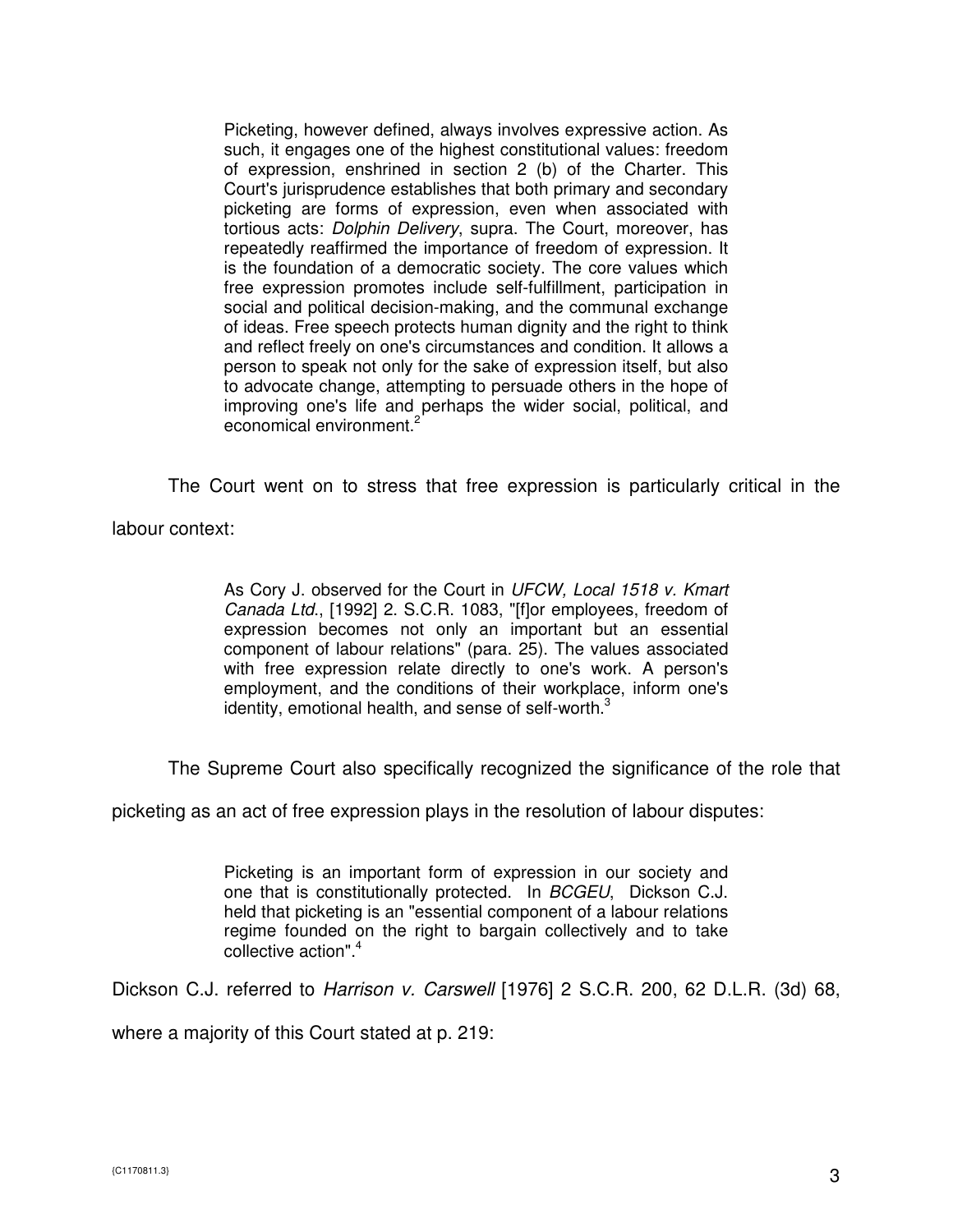> Picketing, however defined, always involves expressive action. As such, it engages one of the highest constitutional values: freedom of expression, enshrined in section 2 (b) of the Charter. This Court's jurisprudence establishes that both primary and secondary picketing are forms of expression, even when associated with tortious acts: *Dolphin Delivery*, supra. The Court, moreover, has repeatedly reaffirmed the importance of freedom of expression. It is the foundation of a democratic society. The core values which free expression promotes include self-fulfillment, participation in social and political decision-making, and the communal exchange of ideas. Free speech protects human dignity and the right to think and reflect freely on one's circumstances and condition. It allows a person to speak not only for the sake of expression itself, but also to advocate change, attempting to persuade others in the hope of improving one's life and perhaps the wider social, political, and economical environment.[2]

The Court went on to stress that free expression is particularly critical in the labour context:

> As Cory J. observed for the Court in *UFCW, Local 1518 v. Kmart Canada Ltd.*, [1992] 2. S.C.R. 1083, "[f]or employees, freedom of expression becomes not only an important but an essential component of labour relations" (para. 25). The values associated with free expression relate directly to one's work. A person's employment, and the conditions of their workplace, inform one's identity, emotional health, and sense of self-worth.[3]

The Supreme Court also specifically recognized the significance of the role that picketing as an act of free expression plays in the resolution of labour disputes:

> Picketing is an important form of expression in our society and one that is constitutionally protected. In *BCGEU*, Dickson C.J. held that picketing is an "essential component of a labour relations regime founded on the right to bargain collectively and to take collective action".[4]

Dickson C.J. referred to *Harrison v. Carswell* [1976] 2 S.C.R. 200, 62 D.L.R. (3d) 68, where a majority of this Court stated at p. 219: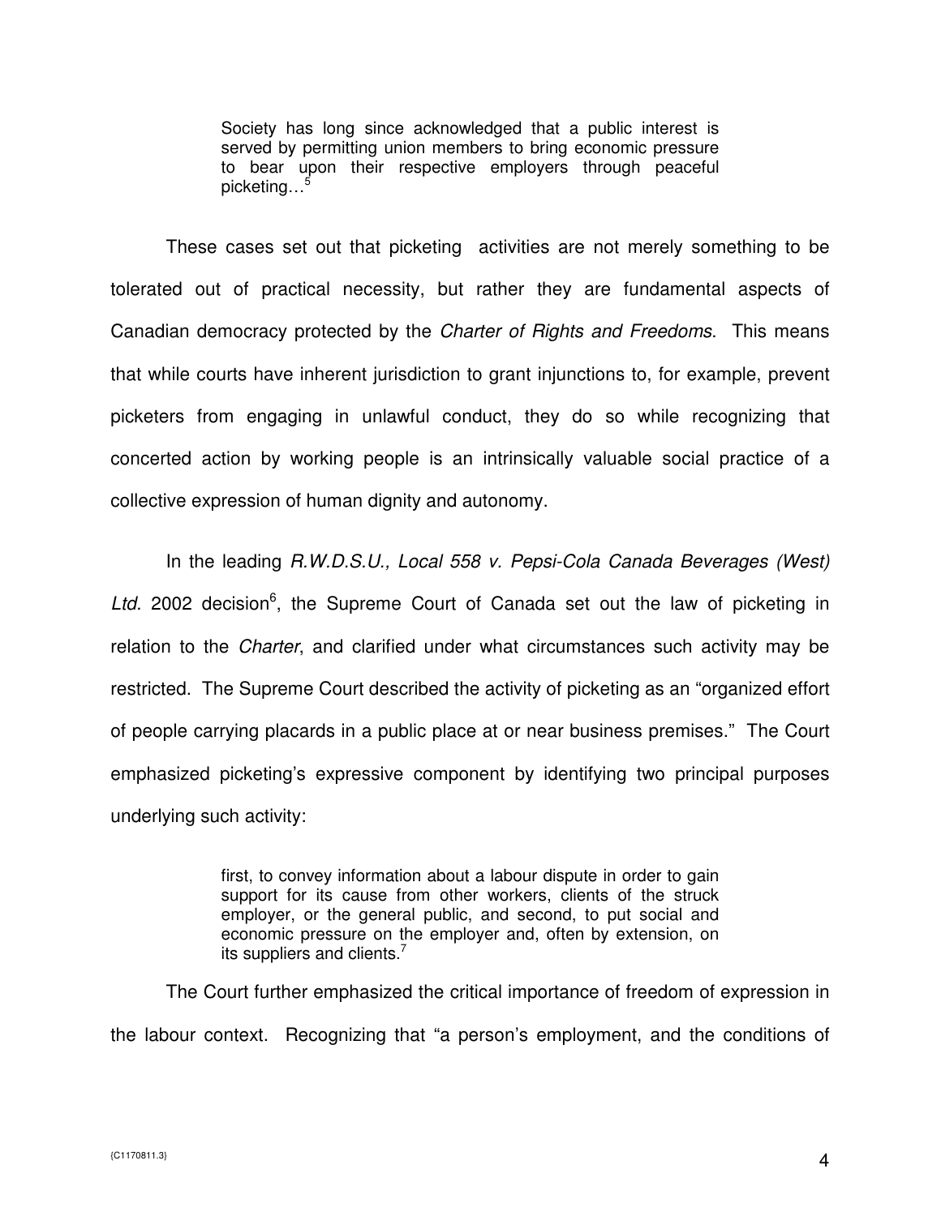> Society has long since acknowledged that a public interest is served by permitting union members to bring economic pressure to bear upon their respective employers through peaceful picketing…[5]

These cases set out that picketing activities are not merely something to be tolerated out of practical necessity, but rather they are fundamental aspects of Canadian democracy protected by the *Charter of Rights and Freedoms*. This means that while courts have inherent jurisdiction to grant injunctions to, for example, prevent picketers from engaging in unlawful conduct, they do so while recognizing that concerted action by working people is an intrinsically valuable social practice of a collective expression of human dignity and autonomy.

In the leading *R.W.D.S.U., Local 558 v. Pepsi-Cola Canada Beverages (West) Ltd.* 2002 decision[6], the Supreme Court of Canada set out the law of picketing in relation to the *Charter*, and clarified under what circumstances such activity may be restricted. The Supreme Court described the activity of picketing as an "organized effort of people carrying placards in a public place at or near business premises." The Court emphasized picketing's expressive component by identifying two principal purposes underlying such activity:

> first, to convey information about a labour dispute in order to gain support for its cause from other workers, clients of the struck employer, or the general public, and second, to put social and economic pressure on the employer and, often by extension, on its suppliers and clients.[7]

The Court further emphasized the critical importance of freedom of expression in the labour context. Recognizing that "a person's employment, and the conditions of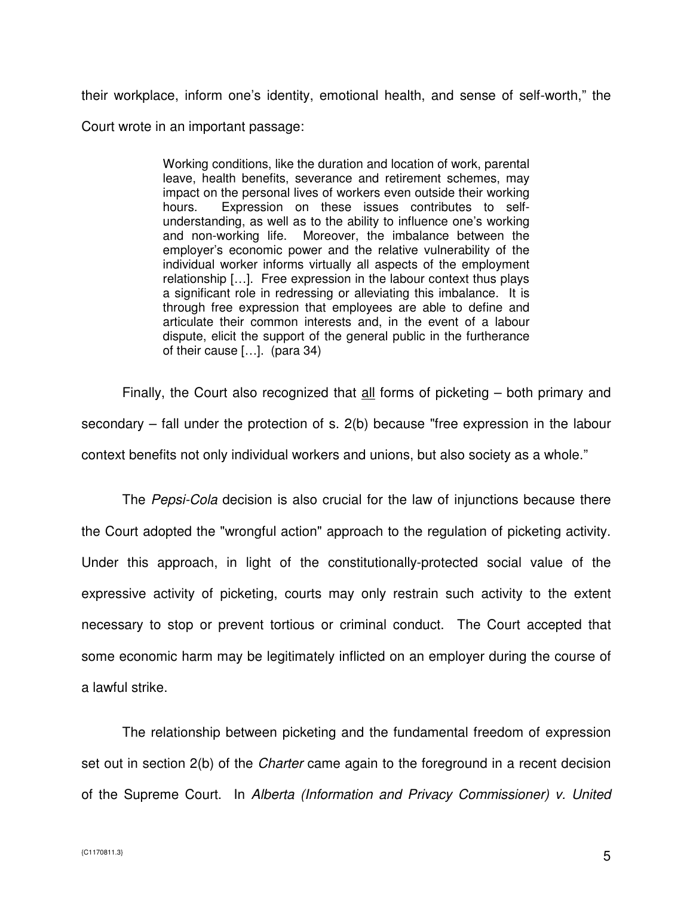their workplace, inform one's identity, emotional health, and sense of self-worth," the Court wrote in an important passage:

> Working conditions, like the duration and location of work, parental leave, health benefits, severance and retirement schemes, may impact on the personal lives of workers even outside their working hours. Expression on these issues contributes to self-understanding, as well as to the ability to influence one's working and non-working life. Moreover, the imbalance between the employer's economic power and the relative vulnerability of the individual worker informs virtually all aspects of the employment relationship […]. Free expression in the labour context thus plays a significant role in redressing or alleviating this imbalance. It is through free expression that employees are able to define and articulate their common interests and, in the event of a labour dispute, elicit the support of the general public in the furtherance of their cause […]. (para 34)

Finally, the Court also recognized that <u>all</u> forms of picketing – both primary and secondary – fall under the protection of s. 2(b) because "free expression in the labour context benefits not only individual workers and unions, but also society as a whole."

The *Pepsi-Cola* decision is also crucial for the law of injunctions because there the Court adopted the "wrongful action" approach to the regulation of picketing activity. Under this approach, in light of the constitutionally-protected social value of the expressive activity of picketing, courts may only restrain such activity to the extent necessary to stop or prevent tortious or criminal conduct. The Court accepted that some economic harm may be legitimately inflicted on an employer during the course of a lawful strike.

The relationship between picketing and the fundamental freedom of expression set out in section 2(b) of the *Charter* came again to the foreground in a recent decision of the Supreme Court. In *Alberta (Information and Privacy Commissioner) v. United*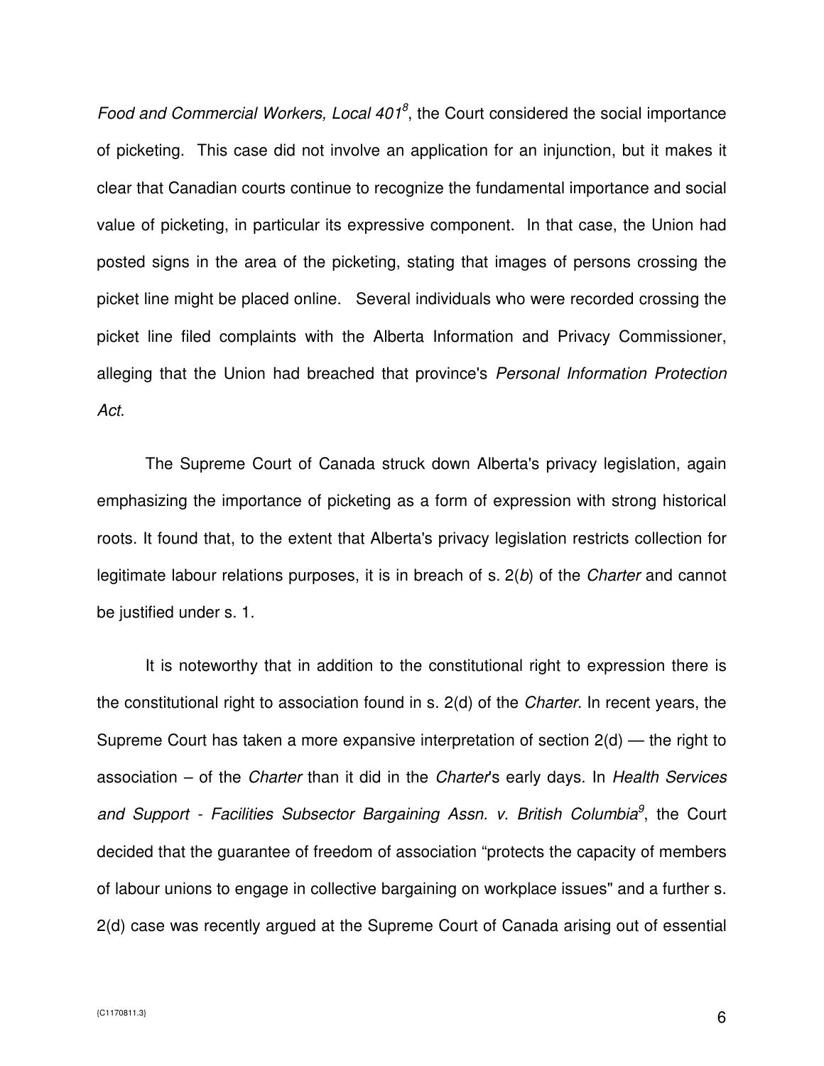*Food and Commercial Workers, Local 401*[8], the Court considered the social importance of picketing. This case did not involve an application for an injunction, but it makes it clear that Canadian courts continue to recognize the fundamental importance and social value of picketing, in particular its expressive component. In that case, the Union had posted signs in the area of the picketing, stating that images of persons crossing the picket line might be placed online. Several individuals who were recorded crossing the picket line filed complaints with the Alberta Information and Privacy Commissioner, alleging that the Union had breached that province's *Personal Information Protection Act*.

The Supreme Court of Canada struck down Alberta's privacy legislation, again emphasizing the importance of picketing as a form of expression with strong historical roots. It found that, to the extent that Alberta's privacy legislation restricts collection for legitimate labour relations purposes, it is in breach of s. 2(*b*) of the *Charter* and cannot be justified under s. 1.

It is noteworthy that in addition to the constitutional right to expression there is the constitutional right to association found in s. 2(d) of the *Charter*. In recent years, the Supreme Court has taken a more expansive interpretation of section 2(d) — the right to association – of the *Charter* than it did in the *Charter*'s early days. In *Health Services and Support - Facilities Subsector Bargaining Assn. v. British Columbia*[9], the Court decided that the guarantee of freedom of association "protects the capacity of members of labour unions to engage in collective bargaining on workplace issues" and a further s. 2(d) case was recently argued at the Supreme Court of Canada arising out of essential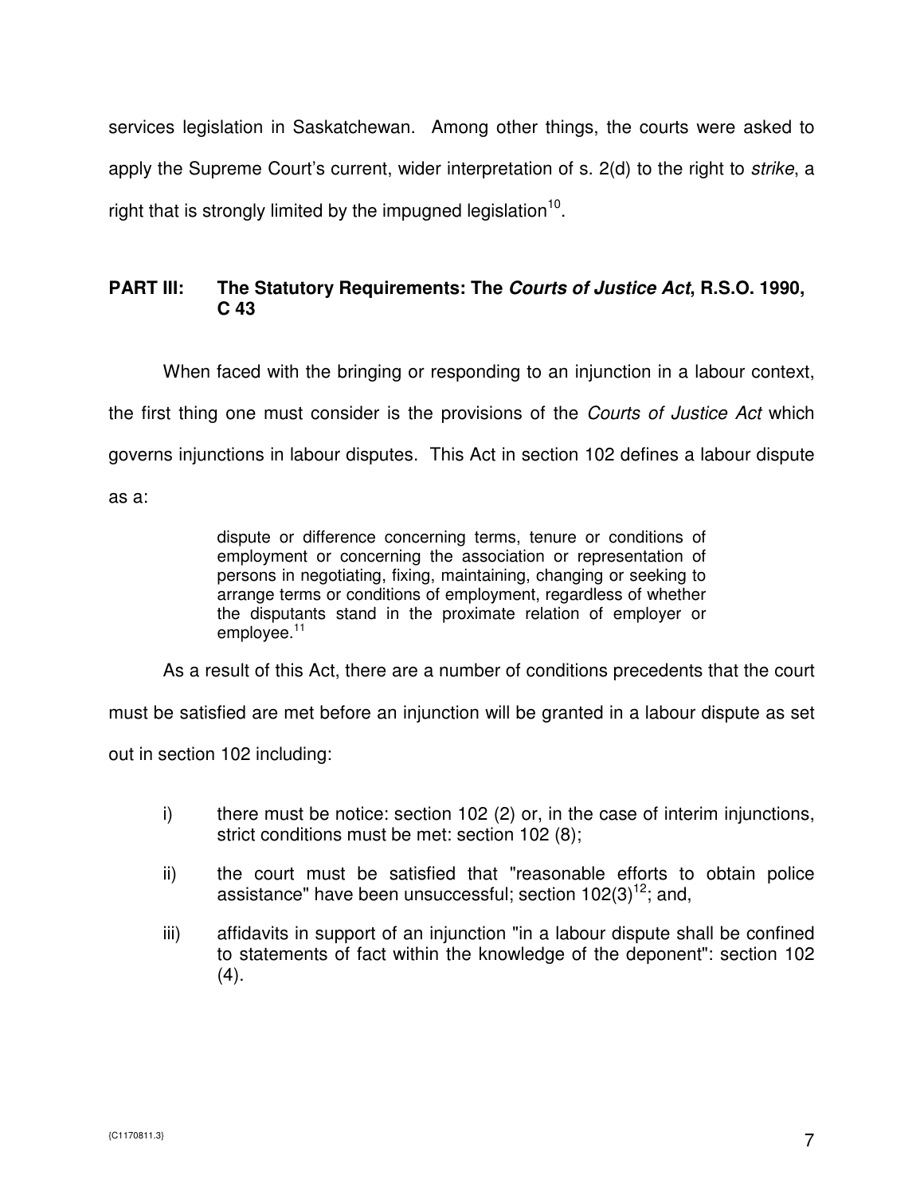services legislation in Saskatchewan. Among other things, the courts were asked to apply the Supreme Court's current, wider interpretation of s. 2(d) to the right to *strike*, a right that is strongly limited by the impugned legislation[10].

## PART III: The Statutory Requirements: The *Courts of Justice Act*, R.S.O. 1990, C 43

When faced with the bringing or responding to an injunction in a labour context, the first thing one must consider is the provisions of the *Courts of Justice Act* which governs injunctions in labour disputes. This Act in section 102 defines a labour dispute as a:

> dispute or difference concerning terms, tenure or conditions of employment or concerning the association or representation of persons in negotiating, fixing, maintaining, changing or seeking to arrange terms or conditions of employment, regardless of whether the disputants stand in the proximate relation of employer or employee.[11]

As a result of this Act, there are a number of conditions precedents that the court must be satisfied are met before an injunction will be granted in a labour dispute as set out in section 102 including:

i) there must be notice: section 102 (2) or, in the case of interim injunctions, strict conditions must be met: section 102 (8);

ii) the court must be satisfied that "reasonable efforts to obtain police assistance" have been unsuccessful; section 102(3)[12]; and,

iii) affidavits in support of an injunction "in a labour dispute shall be confined to statements of fact within the knowledge of the deponent": section 102 (4).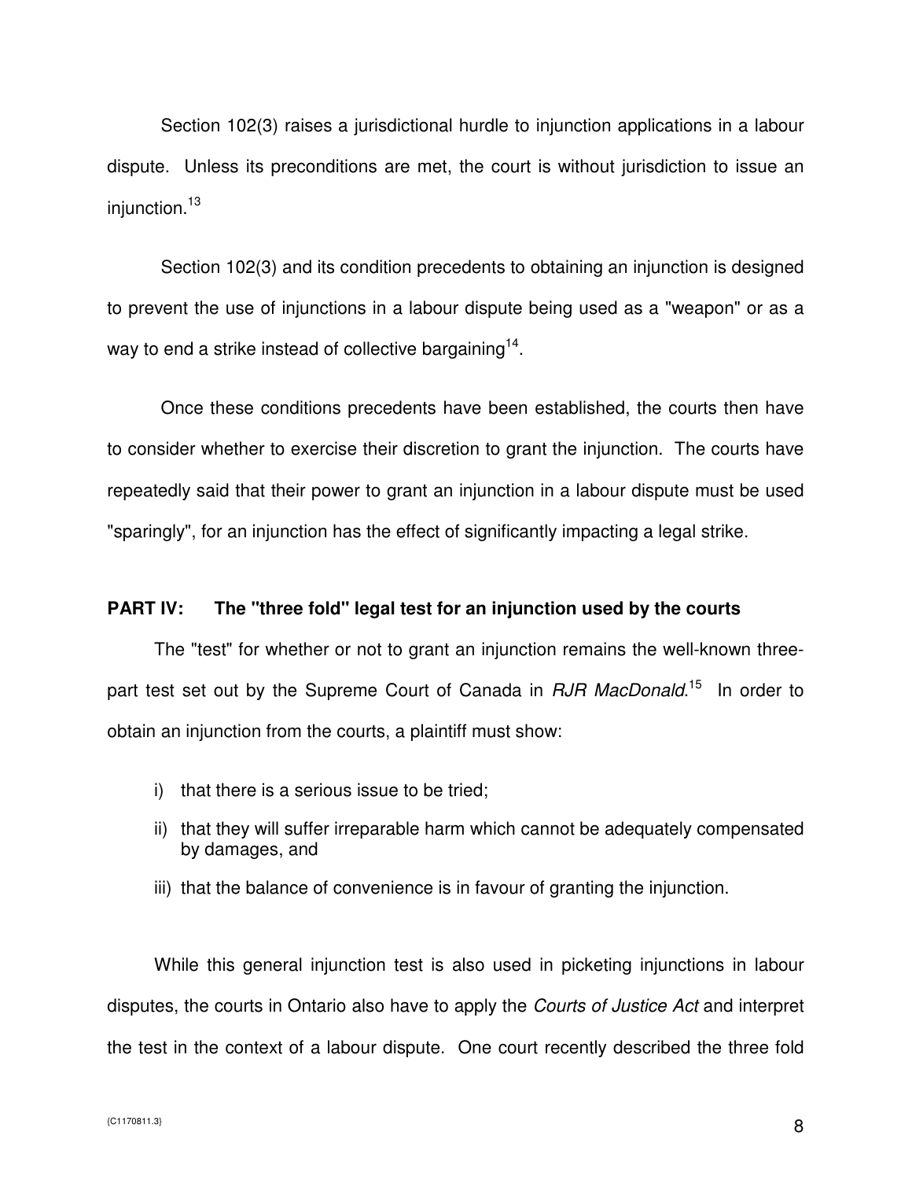Section 102(3) raises a jurisdictional hurdle to injunction applications in a labour dispute. Unless its preconditions are met, the court is without jurisdiction to issue an injunction.[13]

Section 102(3) and its condition precedents to obtaining an injunction is designed to prevent the use of injunctions in a labour dispute being used as a "weapon" or as a way to end a strike instead of collective bargaining[14].

Once these conditions precedents have been established, the courts then have to consider whether to exercise their discretion to grant the injunction. The courts have repeatedly said that their power to grant an injunction in a labour dispute must be used "sparingly", for an injunction has the effect of significantly impacting a legal strike.

## PART IV: The "three fold" legal test for an injunction used by the courts

The "test" for whether or not to grant an injunction remains the well-known three-part test set out by the Supreme Court of Canada in *RJR MacDonald*.[15] In order to obtain an injunction from the courts, a plaintiff must show:

i) that there is a serious issue to be tried;

ii) that they will suffer irreparable harm which cannot be adequately compensated by damages, and

iii) that the balance of convenience is in favour of granting the injunction.

While this general injunction test is also used in picketing injunctions in labour disputes, the courts in Ontario also have to apply the *Courts of Justice Act* and interpret the test in the context of a labour dispute. One court recently described the three fold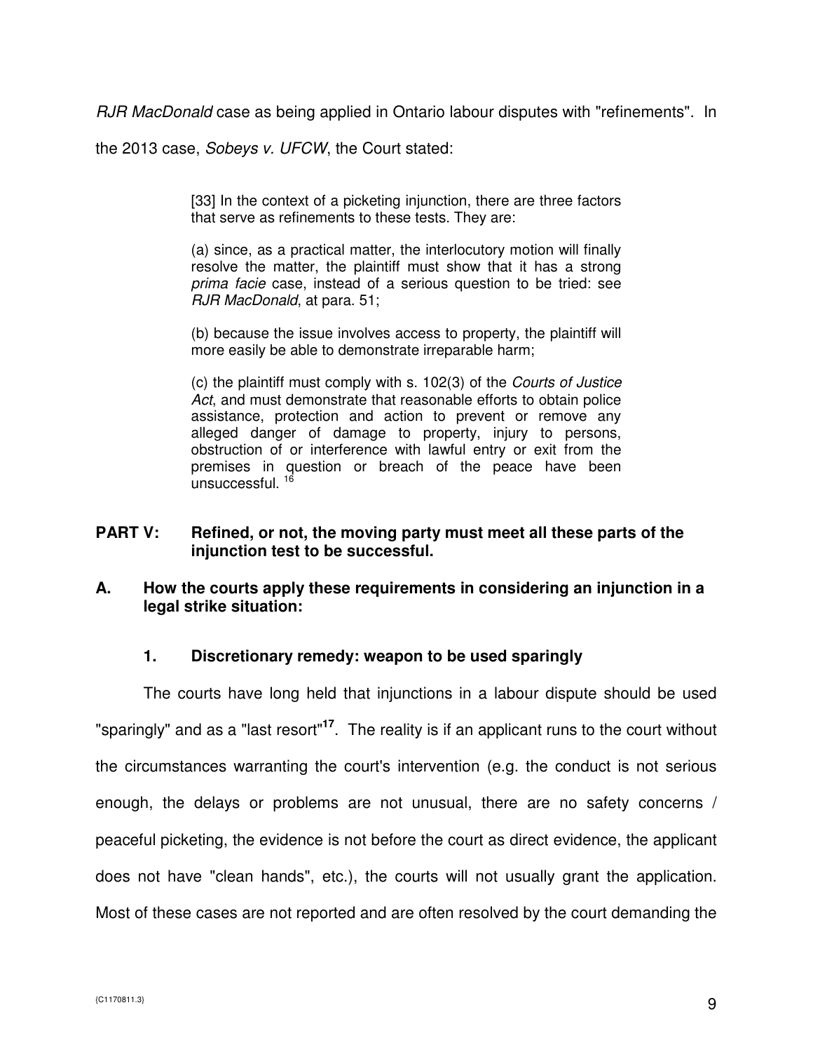*RJR MacDonald* case as being applied in Ontario labour disputes with "refinements". In the 2013 case, *Sobeys v. UFCW*, the Court stated:

> [33] In the context of a picketing injunction, there are three factors that serve as refinements to these tests. They are:
>
> (a) since, as a practical matter, the interlocutory motion will finally resolve the matter, the plaintiff must show that it has a strong *prima facie* case, instead of a serious question to be tried: see *RJR MacDonald*, at para. 51;
>
> (b) because the issue involves access to property, the plaintiff will more easily be able to demonstrate irreparable harm;
>
> (c) the plaintiff must comply with s. 102(3) of the *Courts of Justice Act*, and must demonstrate that reasonable efforts to obtain police assistance, protection and action to prevent or remove any alleged danger of damage to property, injury to persons, obstruction of or interference with lawful entry or exit from the premises in question or breach of the peace have been unsuccessful. [16]

## PART V: Refined, or not, the moving party must meet all these parts of the injunction test to be successful.

### A. How the courts apply these requirements in considering an injunction in a legal strike situation:

#### 1. Discretionary remedy: weapon to be used sparingly

The courts have long held that injunctions in a labour dispute should be used "sparingly" and as a "last resort"[17]. The reality is if an applicant runs to the court without the circumstances warranting the court's intervention (e.g. the conduct is not serious enough, the delays or problems are not unusual, there are no safety concerns / peaceful picketing, the evidence is not before the court as direct evidence, the applicant does not have "clean hands", etc.), the courts will not usually grant the application. Most of these cases are not reported and are often resolved by the court demanding the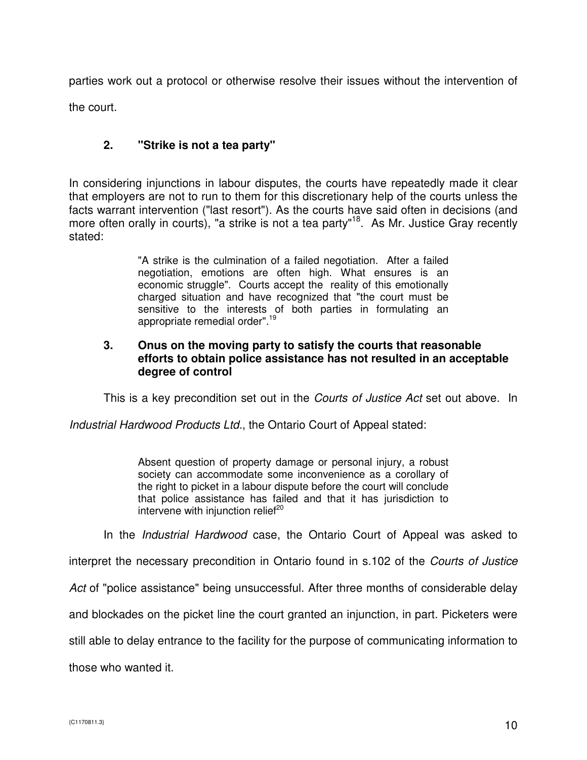parties work out a protocol or otherwise resolve their issues without the intervention of the court.

### 2. "Strike is not a tea party"

In considering injunctions in labour disputes, the courts have repeatedly made it clear that employers are not to run to them for this discretionary help of the courts unless the facts warrant intervention ("last resort"). As the courts have said often in decisions (and more often orally in courts), "a strike is not a tea party"[18]. As Mr. Justice Gray recently stated:

> "A strike is the culmination of a failed negotiation. After a failed negotiation, emotions are often high. What ensures is an economic struggle". Courts accept the reality of this emotionally charged situation and have recognized that "the court must be sensitive to the interests of both parties in formulating an appropriate remedial order".[19]

### 3. Onus on the moving party to satisfy the courts that reasonable efforts to obtain police assistance has not resulted in an acceptable degree of control

This is a key precondition set out in the *Courts of Justice Act* set out above. In *Industrial Hardwood Products Ltd.*, the Ontario Court of Appeal stated:

> Absent question of property damage or personal injury, a robust society can accommodate some inconvenience as a corollary of the right to picket in a labour dispute before the court will conclude that police assistance has failed and that it has jurisdiction to intervene with injunction relief[20]

In the *Industrial Hardwood* case, the Ontario Court of Appeal was asked to interpret the necessary precondition in Ontario found in s.102 of the *Courts of Justice Act* of "police assistance" being unsuccessful. After three months of considerable delay and blockades on the picket line the court granted an injunction, in part. Picketers were still able to delay entrance to the facility for the purpose of communicating information to those who wanted it.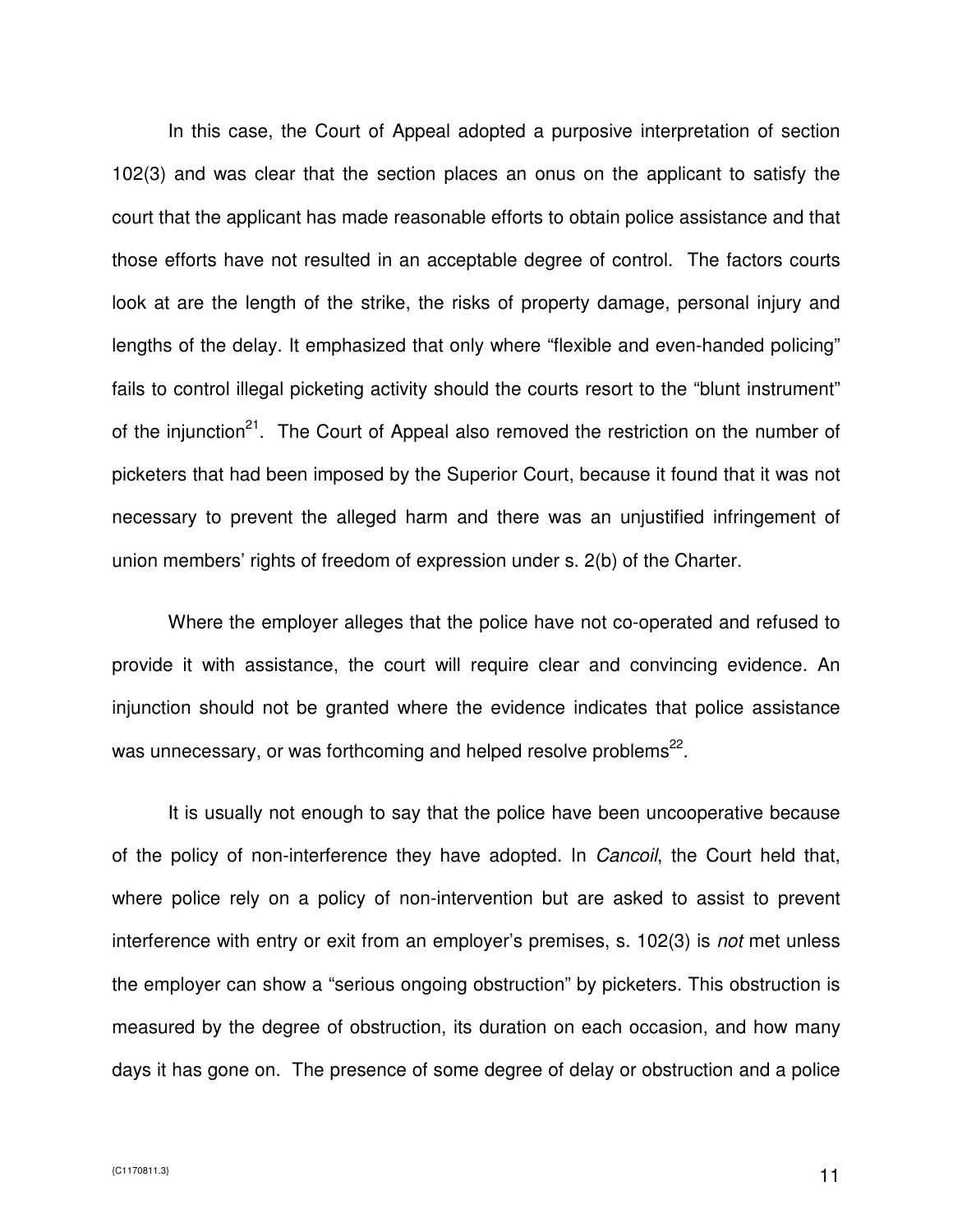In this case, the Court of Appeal adopted a purposive interpretation of section 102(3) and was clear that the section places an onus on the applicant to satisfy the court that the applicant has made reasonable efforts to obtain police assistance and that those efforts have not resulted in an acceptable degree of control. The factors courts look at are the length of the strike, the risks of property damage, personal injury and lengths of the delay. It emphasized that only where "flexible and even-handed policing" fails to control illegal picketing activity should the courts resort to the "blunt instrument" of the injunction[21]. The Court of Appeal also removed the restriction on the number of picketers that had been imposed by the Superior Court, because it found that it was not necessary to prevent the alleged harm and there was an unjustified infringement of union members' rights of freedom of expression under s. 2(b) of the Charter.

Where the employer alleges that the police have not co-operated and refused to provide it with assistance, the court will require clear and convincing evidence. An injunction should not be granted where the evidence indicates that police assistance was unnecessary, or was forthcoming and helped resolve problems[22].

It is usually not enough to say that the police have been uncooperative because of the policy of non-interference they have adopted. In *Cancoil*, the Court held that, where police rely on a policy of non-intervention but are asked to assist to prevent interference with entry or exit from an employer's premises, s. 102(3) is *not* met unless the employer can show a "serious ongoing obstruction" by picketers. This obstruction is measured by the degree of obstruction, its duration on each occasion, and how many days it has gone on. The presence of some degree of delay or obstruction and a police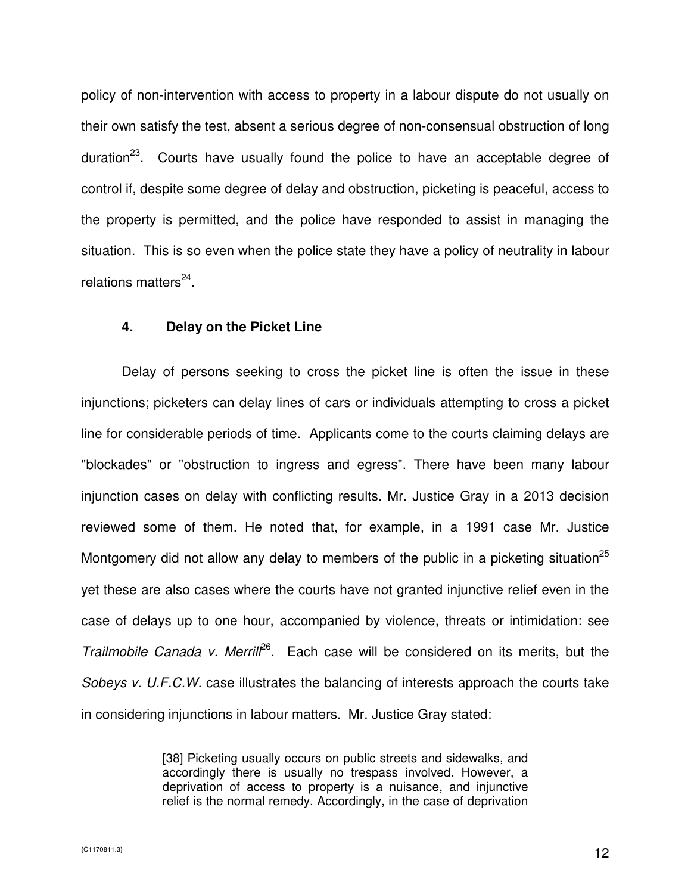policy of non-intervention with access to property in a labour dispute do not usually on their own satisfy the test, absent a serious degree of non-consensual obstruction of long duration[23]. Courts have usually found the police to have an acceptable degree of control if, despite some degree of delay and obstruction, picketing is peaceful, access to the property is permitted, and the police have responded to assist in managing the situation. This is so even when the police state they have a policy of neutrality in labour relations matters[24].

### 4. Delay on the Picket Line

Delay of persons seeking to cross the picket line is often the issue in these injunctions; picketers can delay lines of cars or individuals attempting to cross a picket line for considerable periods of time. Applicants come to the courts claiming delays are "blockades" or "obstruction to ingress and egress". There have been many labour injunction cases on delay with conflicting results. Mr. Justice Gray in a 2013 decision reviewed some of them. He noted that, for example, in a 1991 case Mr. Justice Montgomery did not allow any delay to members of the public in a picketing situation[25] yet these are also cases where the courts have not granted injunctive relief even in the case of delays up to one hour, accompanied by violence, threats or intimidation: see *Trailmobile Canada v. Merrill*[26]. Each case will be considered on its merits, but the *Sobeys v. U.F.C.W.* case illustrates the balancing of interests approach the courts take in considering injunctions in labour matters. Mr. Justice Gray stated:

> [38] Picketing usually occurs on public streets and sidewalks, and accordingly there is usually no trespass involved. However, a deprivation of access to property is a nuisance, and injunctive relief is the normal remedy. Accordingly, in the case of deprivation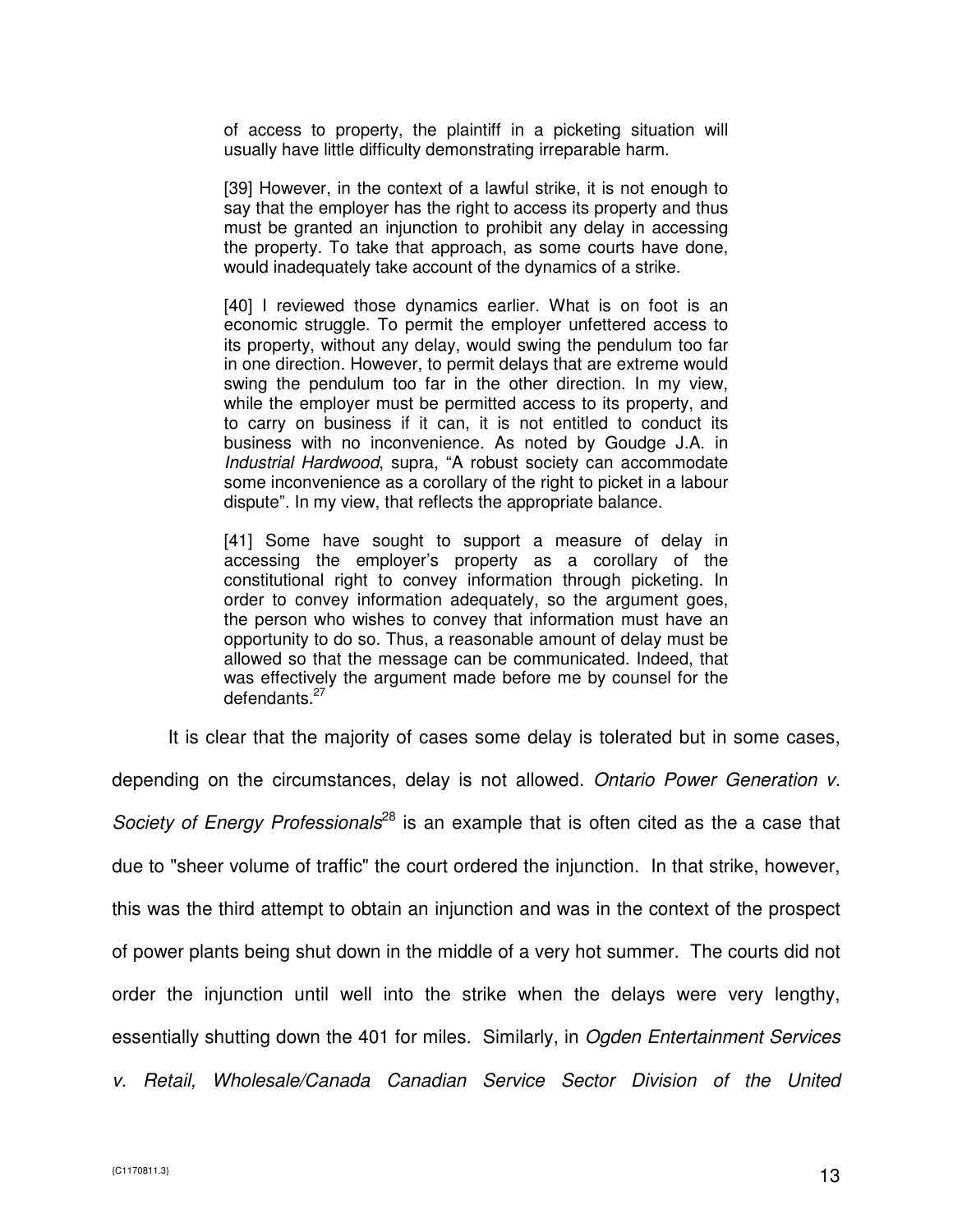> of access to property, the plaintiff in a picketing situation will usually have little difficulty demonstrating irreparable harm.
>
> [39] However, in the context of a lawful strike, it is not enough to say that the employer has the right to access its property and thus must be granted an injunction to prohibit any delay in accessing the property. To take that approach, as some courts have done, would inadequately take account of the dynamics of a strike.
>
> [40] I reviewed those dynamics earlier. What is on foot is an economic struggle. To permit the employer unfettered access to its property, without any delay, would swing the pendulum too far in one direction. However, to permit delays that are extreme would swing the pendulum too far in the other direction. In my view, while the employer must be permitted access to its property, and to carry on business if it can, it is not entitled to conduct its business with no inconvenience. As noted by Goudge J.A. in *Industrial Hardwood*, supra, "A robust society can accommodate some inconvenience as a corollary of the right to picket in a labour dispute". In my view, that reflects the appropriate balance.
>
> [41] Some have sought to support a measure of delay in accessing the employer's property as a corollary of the constitutional right to convey information through picketing. In order to convey information adequately, so the argument goes, the person who wishes to convey that information must have an opportunity to do so. Thus, a reasonable amount of delay must be allowed so that the message can be communicated. Indeed, that was effectively the argument made before me by counsel for the defendants.[27]

It is clear that the majority of cases some delay is tolerated but in some cases, depending on the circumstances, delay is not allowed. *Ontario Power Generation v. Society of Energy Professionals*[28] is an example that is often cited as the a case that due to "sheer volume of traffic" the court ordered the injunction. In that strike, however, this was the third attempt to obtain an injunction and was in the context of the prospect of power plants being shut down in the middle of a very hot summer. The courts did not order the injunction until well into the strike when the delays were very lengthy, essentially shutting down the 401 for miles. Similarly, in *Ogden Entertainment Services v. Retail, Wholesale/Canada Canadian Service Sector Division of the United*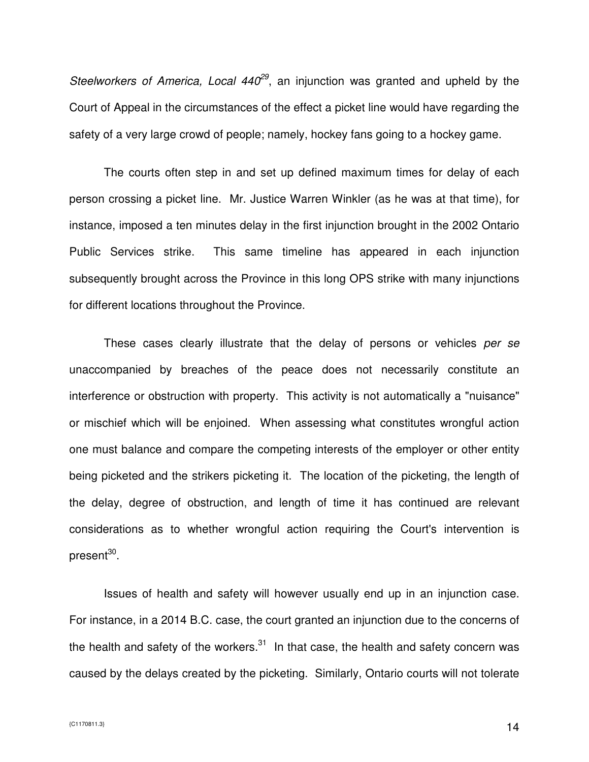*Steelworkers of America, Local 440*[29], an injunction was granted and upheld by the Court of Appeal in the circumstances of the effect a picket line would have regarding the safety of a very large crowd of people; namely, hockey fans going to a hockey game.

The courts often step in and set up defined maximum times for delay of each person crossing a picket line. Mr. Justice Warren Winkler (as he was at that time), for instance, imposed a ten minutes delay in the first injunction brought in the 2002 Ontario Public Services strike. This same timeline has appeared in each injunction subsequently brought across the Province in this long OPS strike with many injunctions for different locations throughout the Province.

These cases clearly illustrate that the delay of persons or vehicles *per se* unaccompanied by breaches of the peace does not necessarily constitute an interference or obstruction with property. This activity is not automatically a "nuisance" or mischief which will be enjoined. When assessing what constitutes wrongful action one must balance and compare the competing interests of the employer or other entity being picketed and the strikers picketing it. The location of the picketing, the length of the delay, degree of obstruction, and length of time it has continued are relevant considerations as to whether wrongful action requiring the Court's intervention is present[30].

Issues of health and safety will however usually end up in an injunction case. For instance, in a 2014 B.C. case, the court granted an injunction due to the concerns of the health and safety of the workers.[31] In that case, the health and safety concern was caused by the delays created by the picketing. Similarly, Ontario courts will not tolerate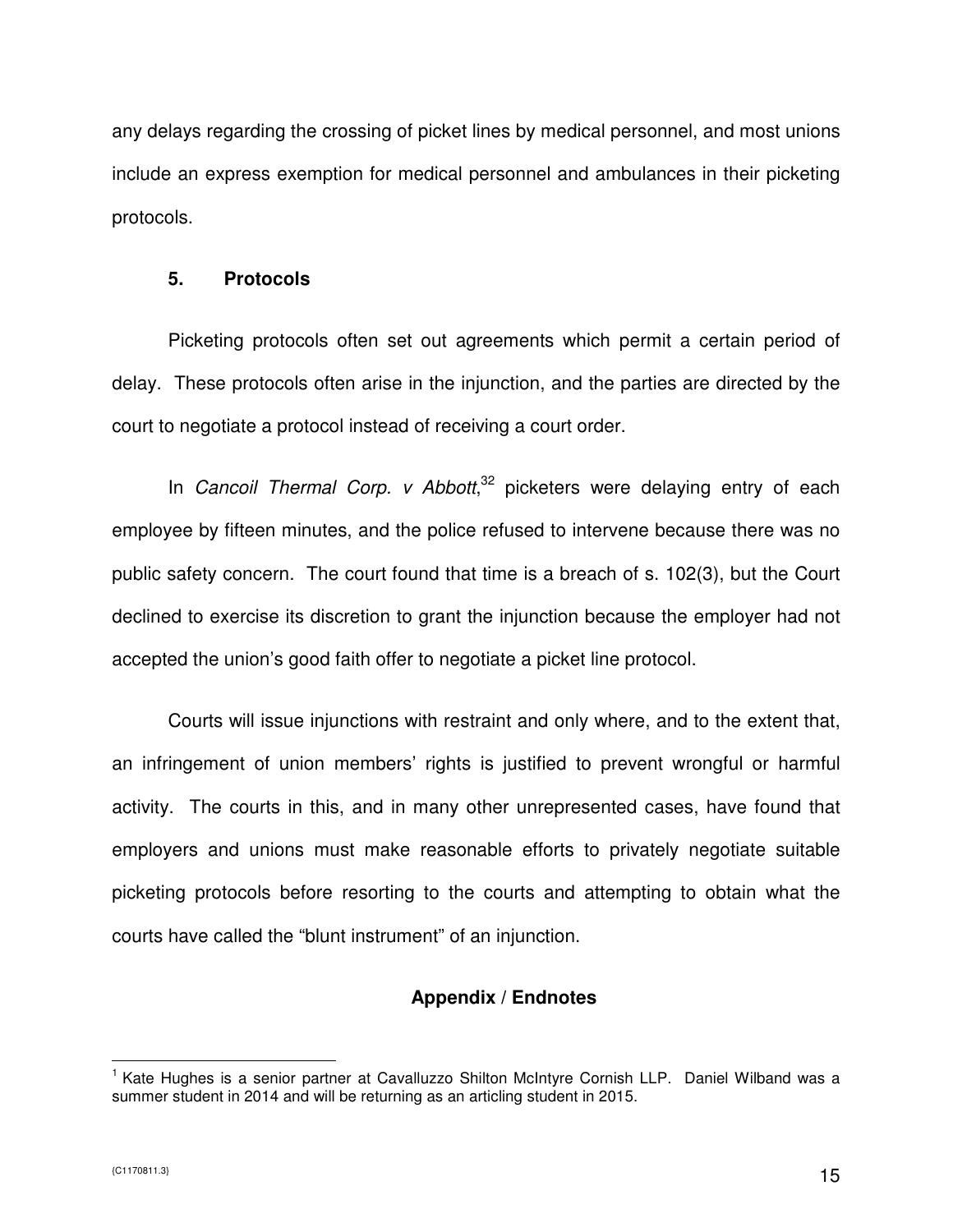any delays regarding the crossing of picket lines by medical personnel, and most unions include an express exemption for medical personnel and ambulances in their picketing protocols.

### 5. Protocols

Picketing protocols often set out agreements which permit a certain period of delay. These protocols often arise in the injunction, and the parties are directed by the court to negotiate a protocol instead of receiving a court order.

In *Cancoil Thermal Corp. v Abbott*,[32] picketers were delaying entry of each employee by fifteen minutes, and the police refused to intervene because there was no public safety concern. The court found that time is a breach of s. 102(3), but the Court declined to exercise its discretion to grant the injunction because the employer had not accepted the union's good faith offer to negotiate a picket line protocol.

Courts will issue injunctions with restraint and only where, and to the extent that, an infringement of union members' rights is justified to prevent wrongful or harmful activity. The courts in this, and in many other unrepresented cases, have found that employers and unions must make reasonable efforts to privately negotiate suitable picketing protocols before resorting to the courts and attempting to obtain what the courts have called the "blunt instrument" of an injunction.

**Appendix / Endnotes**

[1] Kate Hughes is a senior partner at Cavalluzzo Shilton McIntyre Cornish LLP. Daniel Wilband was a summer student in 2014 and will be returning as an articling student in 2015.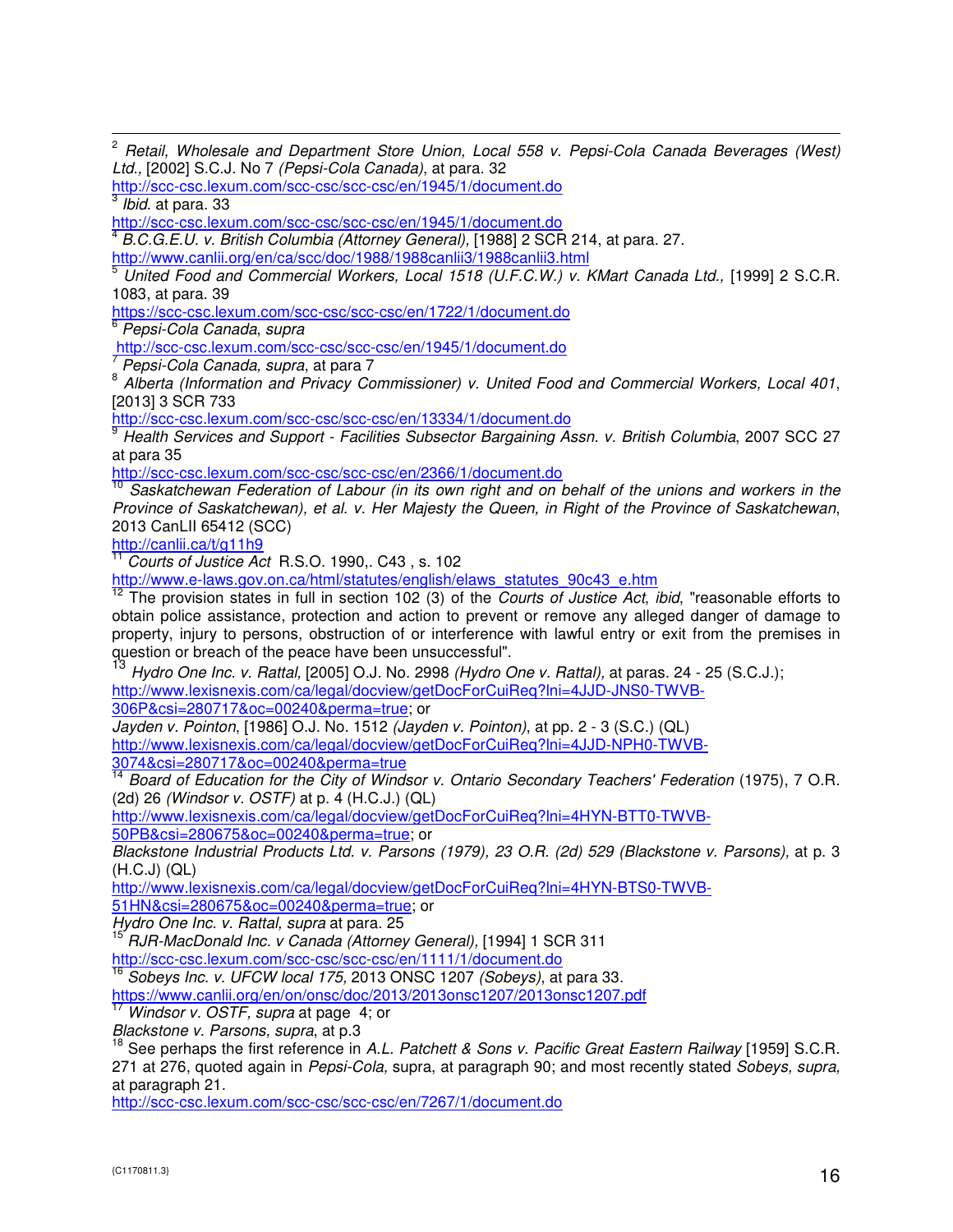[2] *Retail, Wholesale and Department Store Union, Local 558 v. Pepsi-Cola Canada Beverages (West) Ltd.*, [2002] S.C.J. No 7 *(Pepsi-Cola Canada)*, at para. 32
http://scc-csc.lexum.com/scc-csc/scc-csc/en/1945/1/document.do

[3] *Ibid.* at para. 33
http://scc-csc.lexum.com/scc-csc/scc-csc/en/1945/1/document.do

[4] *B.C.G.E.U. v. British Columbia (Attorney General),* [1988] 2 SCR 214, at para. 27.
http://www.canlii.org/en/ca/scc/doc/1988/1988canlii3/1988canlii3.html

[5] *United Food and Commercial Workers, Local 1518 (U.F.C.W.) v. KMart Canada Ltd.,* [1999] 2 S.C.R. 1083, at para. 39
https://scc-csc.lexum.com/scc-csc/scc-csc/en/1722/1/document.do

[6] *Pepsi-Cola Canada*, *supra*
http://scc-csc.lexum.com/scc-csc/scc-csc/en/1945/1/document.do

[7] *Pepsi-Cola Canada, supra*, at para 7

[8] *Alberta (Information and Privacy Commissioner) v. United Food and Commercial Workers, Local 401*, [2013] 3 SCR 733
http://scc-csc.lexum.com/scc-csc/scc-csc/en/13334/1/document.do

[9] *Health Services and Support - Facilities Subsector Bargaining Assn. v. British Columbia*, 2007 SCC 27 at para 35
http://scc-csc.lexum.com/scc-csc/scc-csc/en/2366/1/document.do

[10] *Saskatchewan Federation of Labour (in its own right and on behalf of the unions and workers in the Province of Saskatchewan), et al. v. Her Majesty the Queen, in Right of the Province of Saskatchewan*, 2013 CanLII 65412 (SCC)
http://canlii.ca/t/g11h9

[11] *Courts of Justice Act* R.S.O. 1990,. C43 , s. 102
http://www.e-laws.gov.on.ca/html/statutes/english/elaws_statutes_90c43_e.htm

[12] The provision states in full in section 102 (3) of the *Courts of Justice Act*, *ibid*, "reasonable efforts to obtain police assistance, protection and action to prevent or remove any alleged danger of damage to property, injury to persons, obstruction of or interference with lawful entry or exit from the premises in question or breach of the peace have been unsuccessful".

[13] *Hydro One Inc. v. Rattal,* [2005] O.J. No. 2998 *(Hydro One v. Rattal),* at paras. 24 - 25 (S.C.J.);
http://www.lexisnexis.com/ca/legal/docview/getDocForCuiReq?lni=4JJD-JNS0-TWVB-306P&csi=280717&oc=00240&perma=true; or
*Jayden v. Pointon*, [1986] O.J. No. 1512 *(Jayden v. Pointon)*, at pp. 2 - 3 (S.C.) (QL)
http://www.lexisnexis.com/ca/legal/docview/getDocForCuiReq?lni=4JJD-NPH0-TWVB-3074&csi=280717&oc=00240&perma=true

[14] *Board of Education for the City of Windsor v. Ontario Secondary Teachers' Federation* (1975), 7 O.R. (2d) 26 *(Windsor v. OSTF)* at p. 4 (H.C.J.) (QL)
http://www.lexisnexis.com/ca/legal/docview/getDocForCuiReq?lni=4HYN-BTT0-TWVB-50PB&csi=280675&oc=00240&perma=true; or
*Blackstone Industrial Products Ltd. v. Parsons (1979), 23 O.R. (2d) 529 (Blackstone v. Parsons),* at p. 3 (H.C.J) (QL)
http://www.lexisnexis.com/ca/legal/docview/getDocForCuiReq?lni=4HYN-BTS0-TWVB-51HN&csi=280675&oc=00240&perma=true; or
*Hydro One Inc. v. Rattal, supra* at para. 25

[15] *RJR-MacDonald Inc. v Canada (Attorney General),* [1994] 1 SCR 311
http://scc-csc.lexum.com/scc-csc/scc-csc/en/1111/1/document.do

[16] *Sobeys Inc. v. UFCW local 175,* 2013 ONSC 1207 *(Sobeys)*, at para 33.
https://www.canlii.org/en/on/onsc/doc/2013/2013onsc1207/2013onsc1207.pdf

[17] *Windsor v. OSTF, supra* at page 4; or
*Blackstone v. Parsons, supra*, at p.3

[18] See perhaps the first reference in *A.L. Patchett & Sons v. Pacific Great Eastern Railway* [1959] S.C.R. 271 at 276, quoted again in *Pepsi-Cola,* supra, at paragraph 90; and most recently stated *Sobeys, supra,* at paragraph 21.
http://scc-csc.lexum.com/scc-csc/scc-csc/en/7267/1/document.do

{C1170811.3}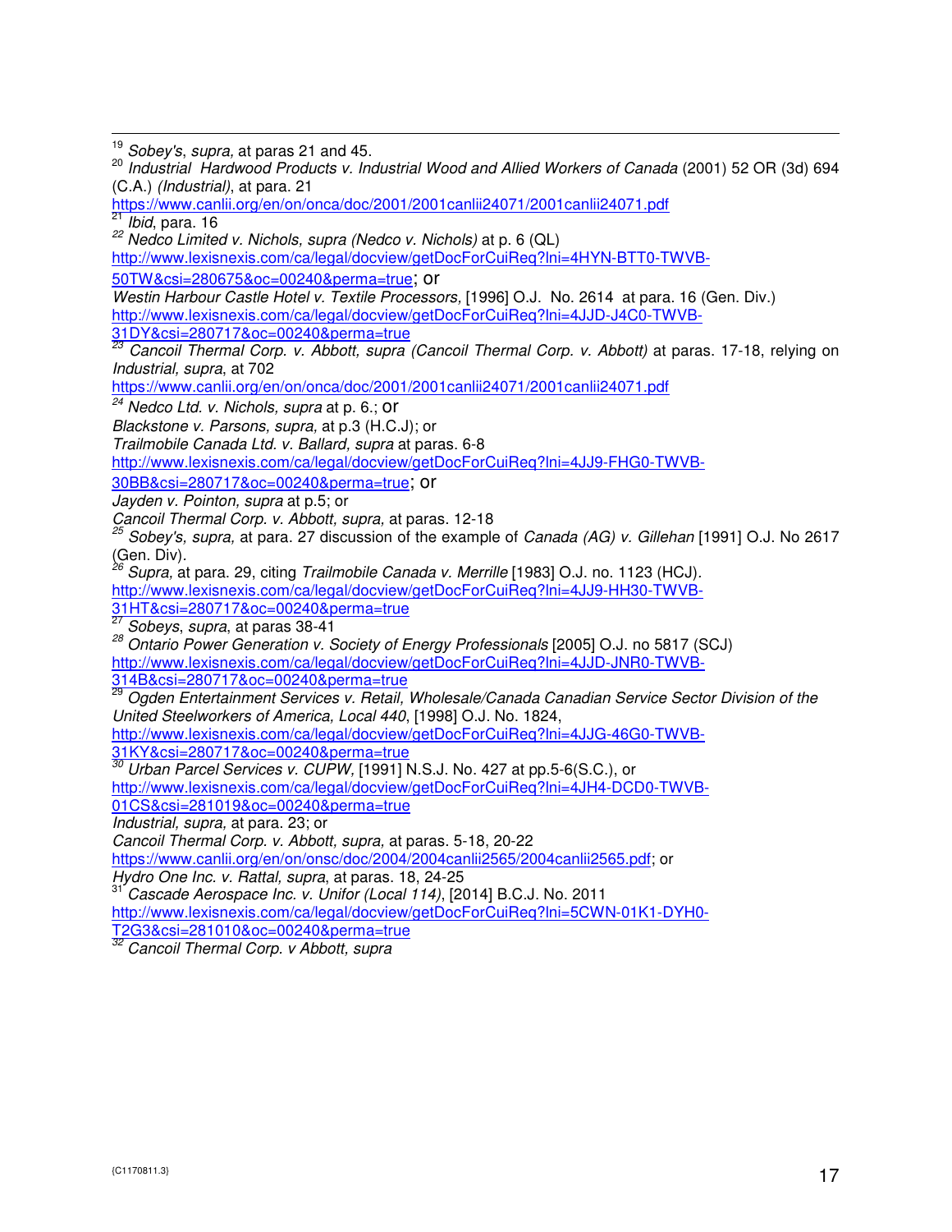[19] *Sobey's*, *supra,* at paras 21 and 45.

[20] *Industrial Hardwood Products v. Industrial Wood and Allied Workers of Canada* (2001) 52 OR (3d) 694 (C.A.) *(Industrial)*, at para. 21
https://www.canlii.org/en/on/onca/doc/2001/2001canlii24071/2001canlii24071.pdf

[21] *Ibid*, para. 16

[22] *Nedco Limited v. Nichols, supra (Nedco v. Nichols)* at p. 6 (QL)
http://www.lexisnexis.com/ca/legal/docview/getDocForCuiReq?lni=4HYN-BTT0-TWVB-50TW&csi=280675&oc=00240&perma=true; or
*Westin Harbour Castle Hotel v. Textile Processors,* [1996] O.J. No. 2614 at para. 16 (Gen. Div.)
http://www.lexisnexis.com/ca/legal/docview/getDocForCuiReq?lni=4JJD-J4C0-TWVB-31DY&csi=280717&oc=00240&perma=true

[23] *Cancoil Thermal Corp. v. Abbott, supra (Cancoil Thermal Corp. v. Abbott)* at paras. 17-18, relying on *Industrial, supra*, at 702
https://www.canlii.org/en/on/onca/doc/2001/2001canlii24071/2001canlii24071.pdf

[24] *Nedco Ltd. v. Nichols, supra* at p. 6.; or
*Blackstone v. Parsons, supra,* at p.3 (H.C.J); or
*Trailmobile Canada Ltd. v. Ballard, supra* at paras. 6-8
http://www.lexisnexis.com/ca/legal/docview/getDocForCuiReq?lni=4JJ9-FHG0-TWVB-30BB&csi=280717&oc=00240&perma=true; or
*Jayden v. Pointon, supra* at p.5; or
*Cancoil Thermal Corp. v. Abbott, supra,* at paras. 12-18

[25] *Sobey's, supra,* at para. 27 discussion of the example of *Canada (AG) v. Gillehan* [1991] O.J. No 2617 (Gen. Div).

[26] *Supra,* at para. 29, citing *Trailmobile Canada v. Merrille* [1983] O.J. no. 1123 (HCJ).
http://www.lexisnexis.com/ca/legal/docview/getDocForCuiReq?lni=4JJ9-HH30-TWVB-31HT&csi=280717&oc=00240&perma=true

[27] *Sobeys*, *supra*, at paras 38-41

[28] *Ontario Power Generation v. Society of Energy Professionals* [2005] O.J. no 5817 (SCJ)
http://www.lexisnexis.com/ca/legal/docview/getDocForCuiReq?lni=4JJD-JNR0-TWVB-314B&csi=280717&oc=00240&perma=true

[29] *Ogden Entertainment Services v. Retail, Wholesale/Canada Canadian Service Sector Division of the United Steelworkers of America, Local 440*, [1998] O.J. No. 1824,
http://www.lexisnexis.com/ca/legal/docview/getDocForCuiReq?lni=4JJG-46G0-TWVB-31KY&csi=280717&oc=00240&perma=true

[30] *Urban Parcel Services v. CUPW,* [1991] N.S.J. No. 427 at pp.5-6(S.C.), or
http://www.lexisnexis.com/ca/legal/docview/getDocForCuiReq?lni=4JH4-DCD0-TWVB-01CS&csi=281019&oc=00240&perma=true
*Industrial, supra,* at para. 23; or
*Cancoil Thermal Corp. v. Abbott, supra,* at paras. 5-18, 20-22
https://www.canlii.org/en/on/onsc/doc/2004/2004canlii2565/2004canlii2565.pdf; or
*Hydro One Inc. v. Rattal, supra*, at paras. 18, 24-25

[31] *Cascade Aerospace Inc. v. Unifor (Local 114)*, [2014] B.C.J. No. 2011
http://www.lexisnexis.com/ca/legal/docview/getDocForCuiReq?lni=5CWN-01K1-DYH0-T2G3&csi=281010&oc=00240&perma=true

[32] *Cancoil Thermal Corp. v Abbott, supra*